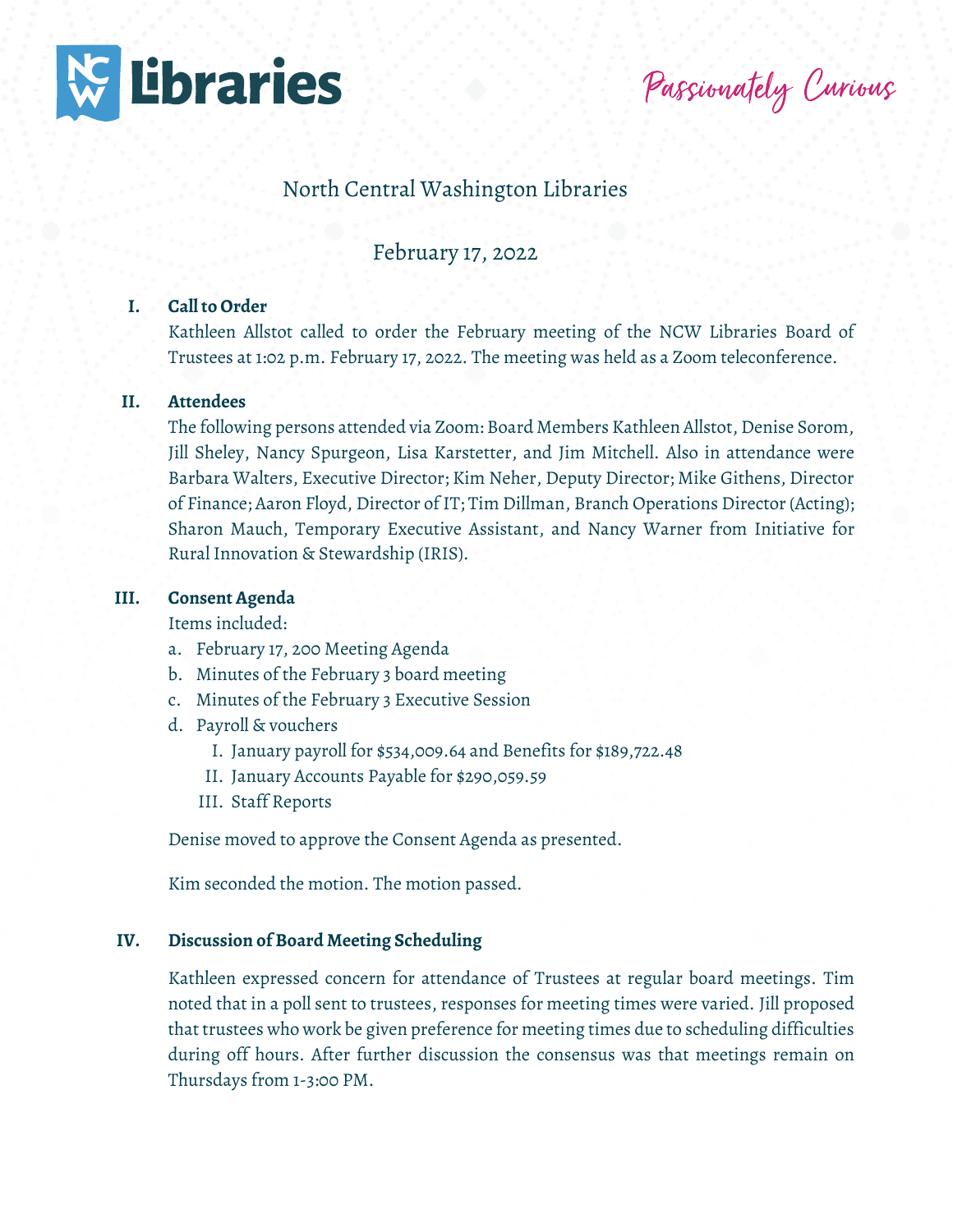NCW Libraries — *Passionately Curious*

# North Central Washington Libraries

## February 17, 2022

**I. Call to Order**

Kathleen Allstot called to order the February meeting of the NCW Libraries Board of Trustees at 1:02 p.m. February 17, 2022. The meeting was held as a Zoom teleconference.

**II. Attendees**

The following persons attended via Zoom: Board Members Kathleen Allstot, Denise Sorom, Jill Sheley, Nancy Spurgeon, Lisa Karstetter, and Jim Mitchell. Also in attendance were Barbara Walters, Executive Director; Kim Neher, Deputy Director; Mike Githens, Director of Finance; Aaron Floyd, Director of IT; Tim Dillman, Branch Operations Director (Acting); Sharon Mauch, Temporary Executive Assistant, and Nancy Warner from Initiative for Rural Innovation & Stewardship (IRIS).

**III. Consent Agenda**

Items included:

a. February 17, 200 Meeting Agenda
b. Minutes of the February 3 board meeting
c. Minutes of the February 3 Executive Session
d. Payroll & vouchers
   I. January payroll for $534,009.64 and Benefits for $189,722.48
   II. January Accounts Payable for $290,059.59
   III. Staff Reports

Denise moved to approve the Consent Agenda as presented.

Kim seconded the motion. The motion passed.

**IV. Discussion of Board Meeting Scheduling**

Kathleen expressed concern for attendance of Trustees at regular board meetings. Tim noted that in a poll sent to trustees, responses for meeting times were varied. Jill proposed that trustees who work be given preference for meeting times due to scheduling difficulties during off hours. After further discussion the consensus was that meetings remain on Thursdays from 1-3:00 PM.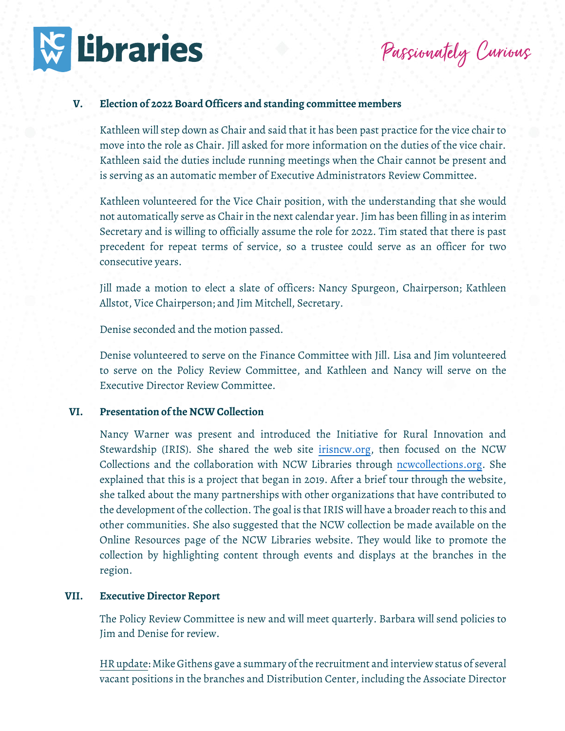## V. Election of 2022 Board Officers and standing committee members

Kathleen will step down as Chair and said that it has been past practice for the vice chair to move into the role as Chair. Jill asked for more information on the duties of the vice chair. Kathleen said the duties include running meetings when the Chair cannot be present and is serving as an automatic member of Executive Administrators Review Committee.

Kathleen volunteered for the Vice Chair position, with the understanding that she would not automatically serve as Chair in the next calendar year. Jim has been filling in as interim Secretary and is willing to officially assume the role for 2022. Tim stated that there is past precedent for repeat terms of service, so a trustee could serve as an officer for two consecutive years.

Jill made a motion to elect a slate of officers: Nancy Spurgeon, Chairperson; Kathleen Allstot, Vice Chairperson; and Jim Mitchell, Secretary.

Denise seconded and the motion passed.

Denise volunteered to serve on the Finance Committee with Jill. Lisa and Jim volunteered to serve on the Policy Review Committee, and Kathleen and Nancy will serve on the Executive Director Review Committee.

## VI. Presentation of the NCW Collection

Nancy Warner was present and introduced the Initiative for Rural Innovation and Stewardship (IRIS). She shared the web site irisncw.org, then focused on the NCW Collections and the collaboration with NCW Libraries through ncwcollections.org. She explained that this is a project that began in 2019. After a brief tour through the website, she talked about the many partnerships with other organizations that have contributed to the development of the collection. The goal is that IRIS will have a broader reach to this and other communities. She also suggested that the NCW collection be made available on the Online Resources page of the NCW Libraries website. They would like to promote the collection by highlighting content through events and displays at the branches in the region.

## VII. Executive Director Report

The Policy Review Committee is new and will meet quarterly. Barbara will send policies to Jim and Denise for review.

HR update: Mike Githens gave a summary of the recruitment and interview status of several vacant positions in the branches and Distribution Center, including the Associate Director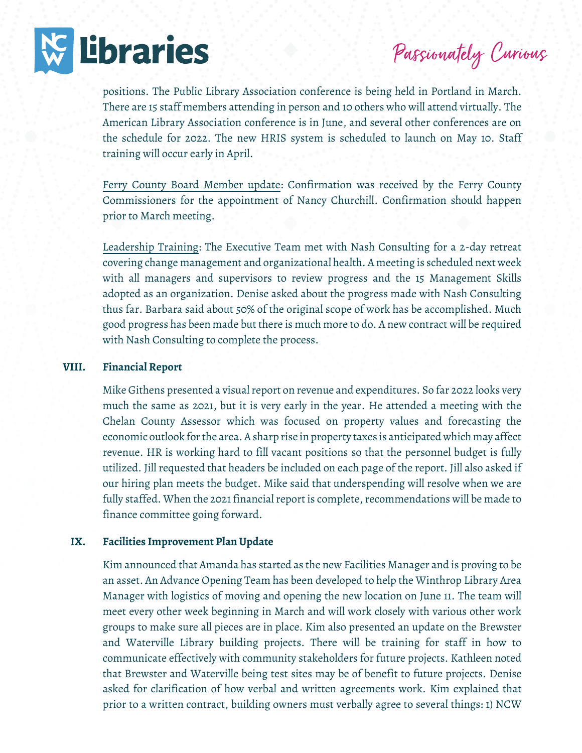positions. The Public Library Association conference is being held in Portland in March. There are 15 staff members attending in person and 10 others who will attend virtually. The American Library Association conference is in June, and several other conferences are on the schedule for 2022. The new HRIS system is scheduled to launch on May 10. Staff training will occur early in April.

Ferry County Board Member update: Confirmation was received by the Ferry County Commissioners for the appointment of Nancy Churchill. Confirmation should happen prior to March meeting.

Leadership Training: The Executive Team met with Nash Consulting for a 2-day retreat covering change management and organizational health. A meeting is scheduled next week with all managers and supervisors to review progress and the 15 Management Skills adopted as an organization. Denise asked about the progress made with Nash Consulting thus far. Barbara said about 50% of the original scope of work has be accomplished. Much good progress has been made but there is much more to do. A new contract will be required with Nash Consulting to complete the process.

## VIII. Financial Report

Mike Githens presented a visual report on revenue and expenditures. So far 2022 looks very much the same as 2021, but it is very early in the year. He attended a meeting with the Chelan County Assessor which was focused on property values and forecasting the economic outlook for the area. A sharp rise in property taxes is anticipated which may affect revenue. HR is working hard to fill vacant positions so that the personnel budget is fully utilized. Jill requested that headers be included on each page of the report. Jill also asked if our hiring plan meets the budget. Mike said that underspending will resolve when we are fully staffed. When the 2021 financial report is complete, recommendations will be made to finance committee going forward.

## IX. Facilities Improvement Plan Update

Kim announced that Amanda has started as the new Facilities Manager and is proving to be an asset. An Advance Opening Team has been developed to help the Winthrop Library Area Manager with logistics of moving and opening the new location on June 11. The team will meet every other week beginning in March and will work closely with various other work groups to make sure all pieces are in place. Kim also presented an update on the Brewster and Waterville Library building projects. There will be training for staff in how to communicate effectively with community stakeholders for future projects. Kathleen noted that Brewster and Waterville being test sites may be of benefit to future projects. Denise asked for clarification of how verbal and written agreements work. Kim explained that prior to a written contract, building owners must verbally agree to several things: 1) NCW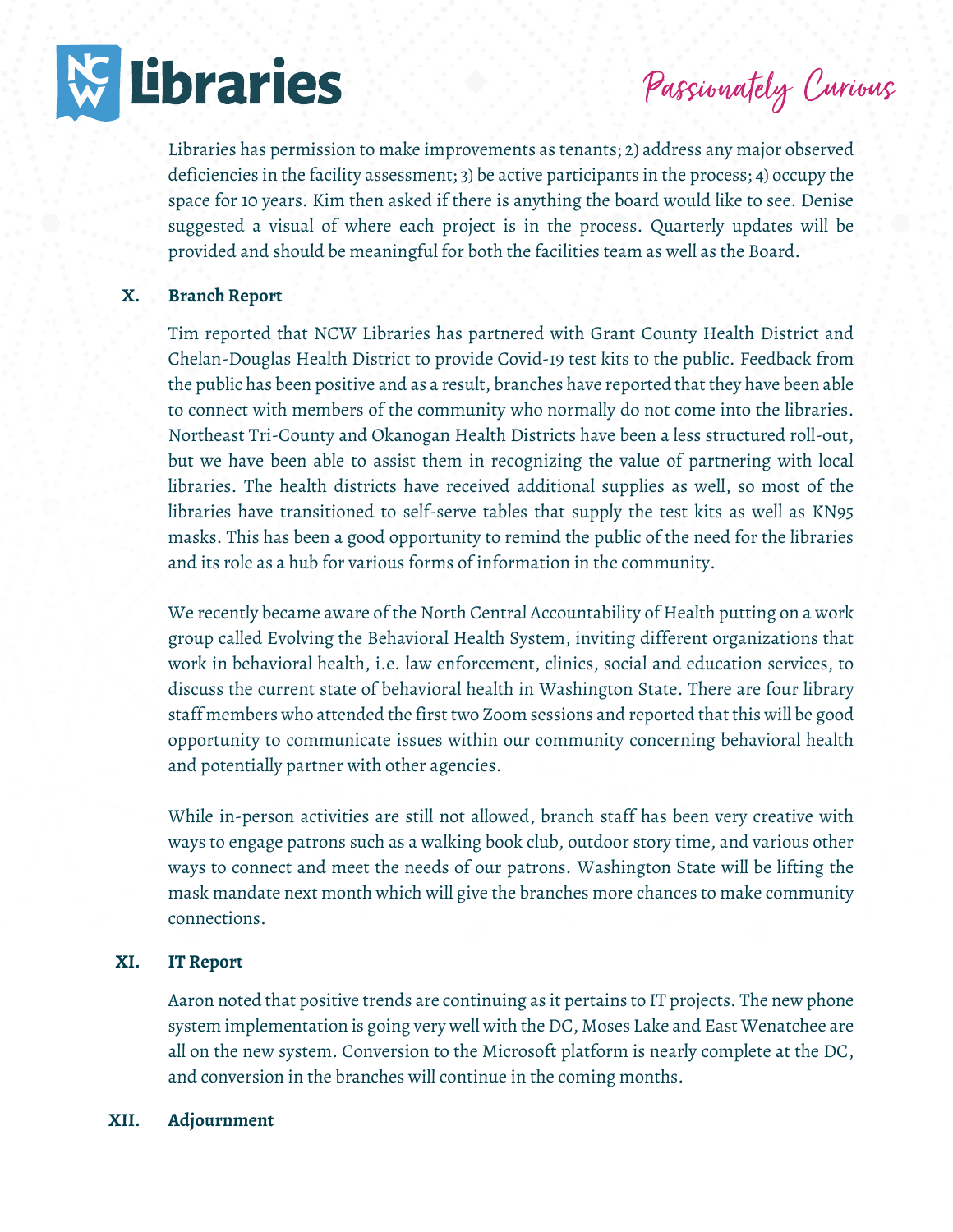Libraries has permission to make improvements as tenants; 2) address any major observed deficiencies in the facility assessment; 3) be active participants in the process; 4) occupy the space for 10 years. Kim then asked if there is anything the board would like to see. Denise suggested a visual of where each project is in the process. Quarterly updates will be provided and should be meaningful for both the facilities team as well as the Board.

## X. Branch Report

Tim reported that NCW Libraries has partnered with Grant County Health District and Chelan-Douglas Health District to provide Covid-19 test kits to the public. Feedback from the public has been positive and as a result, branches have reported that they have been able to connect with members of the community who normally do not come into the libraries. Northeast Tri-County and Okanogan Health Districts have been a less structured roll-out, but we have been able to assist them in recognizing the value of partnering with local libraries. The health districts have received additional supplies as well, so most of the libraries have transitioned to self-serve tables that supply the test kits as well as KN95 masks. This has been a good opportunity to remind the public of the need for the libraries and its role as a hub for various forms of information in the community.

We recently became aware of the North Central Accountability of Health putting on a work group called Evolving the Behavioral Health System, inviting different organizations that work in behavioral health, i.e. law enforcement, clinics, social and education services, to discuss the current state of behavioral health in Washington State. There are four library staff members who attended the first two Zoom sessions and reported that this will be good opportunity to communicate issues within our community concerning behavioral health and potentially partner with other agencies.

While in-person activities are still not allowed, branch staff has been very creative with ways to engage patrons such as a walking book club, outdoor story time, and various other ways to connect and meet the needs of our patrons. Washington State will be lifting the mask mandate next month which will give the branches more chances to make community connections.

## XI. IT Report

Aaron noted that positive trends are continuing as it pertains to IT projects. The new phone system implementation is going very well with the DC, Moses Lake and East Wenatchee are all on the new system. Conversion to the Microsoft platform is nearly complete at the DC, and conversion in the branches will continue in the coming months.

## XII. Adjournment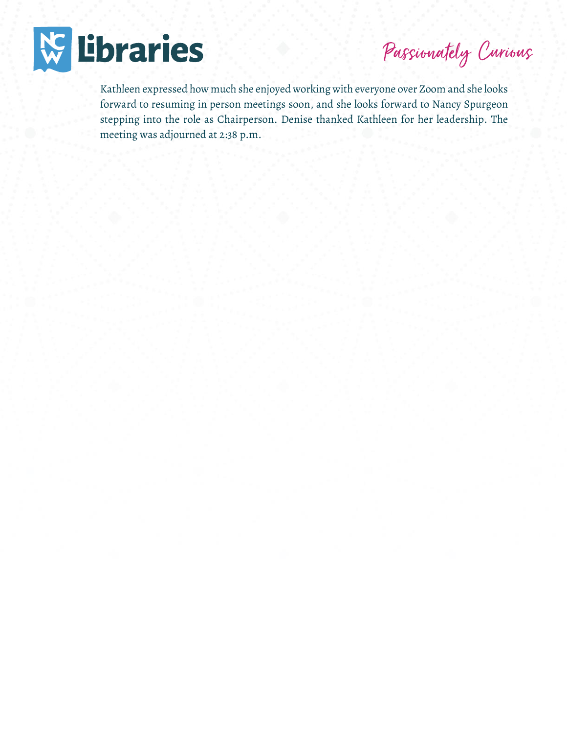Kathleen expressed how much she enjoyed working with everyone over Zoom and she looks forward to resuming in person meetings soon, and she looks forward to Nancy Spurgeon stepping into the role as Chairperson. Denise thanked Kathleen for her leadership. The meeting was adjourned at 2:38 p.m.